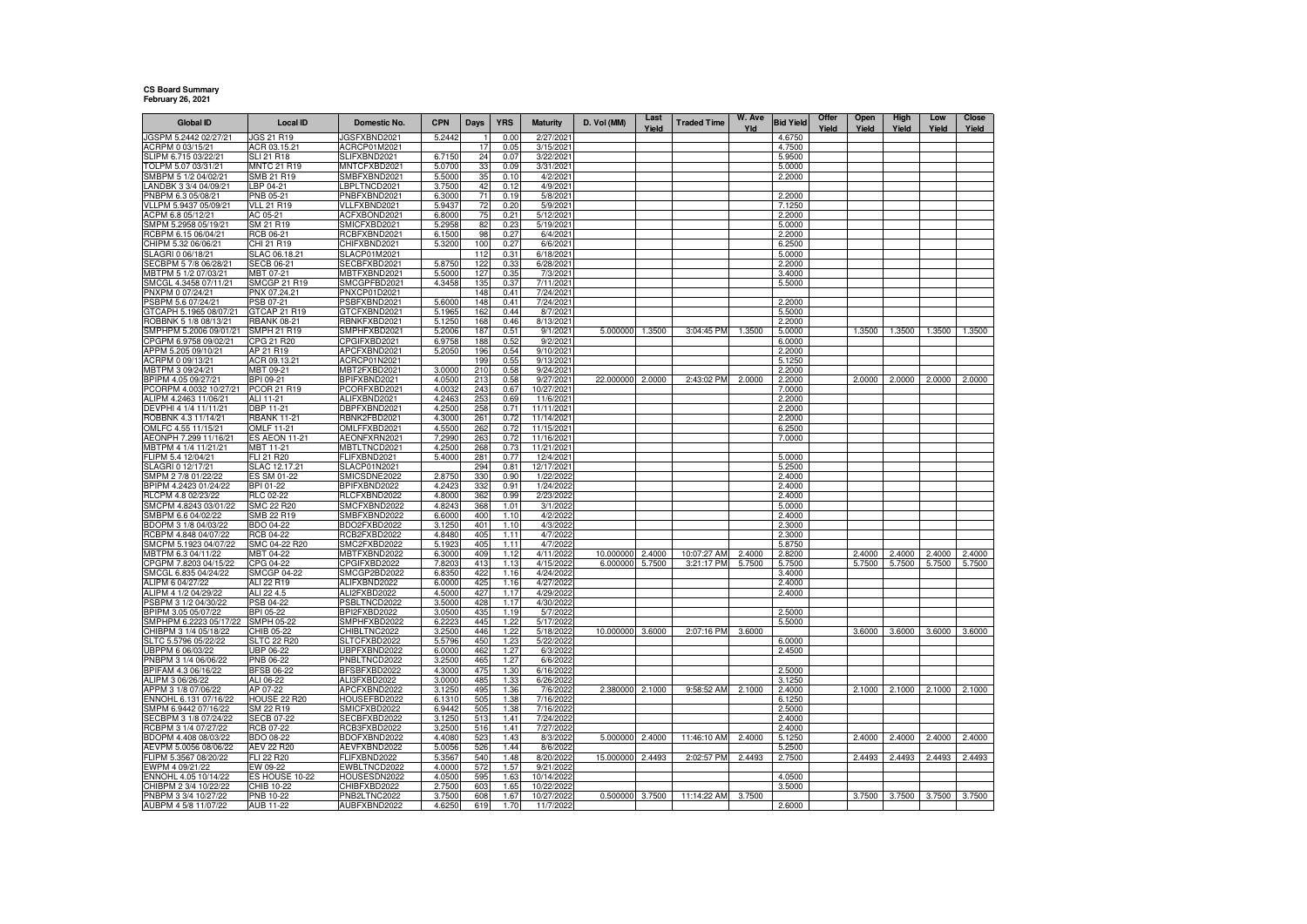**CS Board Summary**
**February 26, 2021**

| Global ID | Local ID | Domestic No. | CPN | Days | YRS | Maturity | D. Vol (MM) | Last Yield | Traded Time | W. Ave Yld | Bid Yield | Offer Yield | Open Yield | High Yield | Low Yield | Close Yield |
|---|---|---|---|---|---|---|---|---|---|---|---|---|---|---|---|---|
| JGSPM 5.2442 02/27/21 | JGS 21 R19 | JGSFXBND2021 | 5.2442 | 1 | 0.00 | 2/27/2021 | | | | | 4.6750 | | | | | |
| ACRPM 0 03/15/21 | ACR 03.15.21 | ACRCP01M2021 | | 17 | 0.05 | 3/15/2021 | | | | | 4.7500 | | | | | |
| SLIPM 6.715 03/22/21 | SLI 21 R18 | SLIFXBND2021 | 6.7150 | 24 | 0.07 | 3/22/2021 | | | | | 5.9500 | | | | | |
| TOLPM 5.07 03/31/21 | MNTC 21 R19 | MNTCFXBD2021 | 5.0700 | 33 | 0.09 | 3/31/2021 | | | | | 5.0000 | | | | | |
| SMBPM 5 1/2 04/02/21 | SMB 21 R19 | SMBFXBND2021 | 5.5000 | 35 | 0.10 | 4/2/2021 | | | | | 2.2000 | | | | | |
| LANDBK 3 3/4 04/09/21 | LBP 04-21 | LBPLTNCD2021 | 3.7500 | 42 | 0.12 | 4/9/2021 | | | | | | | | | | |
| PNBPM 6.3 05/08/21 | PNB 05-21 | PNBFXBND2021 | 6.3000 | 71 | 0.19 | 5/8/2021 | | | | | 2.2000 | | | | | |
| VLLPM 5.9437 05/09/21 | VLL 21 R19 | VLLFXBND2021 | 5.9437 | 72 | 0.20 | 5/9/2021 | | | | | 7.1250 | | | | | |
| ACPM 6.8 05/12/21 | AC 05-21 | ACFXBOND2021 | 6.8000 | 75 | 0.21 | 5/12/2021 | | | | | 2.2000 | | | | | |
| SMPM 5.2958 05/19/21 | SM 21 R19 | SMICFXBD2021 | 5.2958 | 82 | 0.23 | 5/19/2021 | | | | | 5.0000 | | | | | |
| RCBPM 6.15 06/04/21 | RCB 06-21 | RCBFXBND2021 | 6.1500 | 98 | 0.27 | 6/4/2021 | | | | | 2.2000 | | | | | |
| CHIPM 5.32 06/06/21 | CHI 21 R19 | CHIFXBND2021 | 5.3200 | 100 | 0.27 | 6/6/2021 | | | | | 6.2500 | | | | | |
| SLAGRI 0 06/18/21 | SLAC 06.18.21 | SLACP01M2021 | | 112 | 0.31 | 6/18/2021 | | | | | 5.0000 | | | | | |
| SECBPM 5 7/8 06/28/21 | SECB 06-21 | SECBFXBD2021 | 5.8750 | 122 | 0.33 | 6/28/2021 | | | | | 2.2000 | | | | | |
| MBTPM 5 1/2 07/03/21 | MBT 07-21 | MBTFXBND2021 | 5.5000 | 127 | 0.35 | 7/3/2021 | | | | | 3.4000 | | | | | |
| SMCGL 4.3458 07/11/21 | SMCGP 21 R19 | SMCGPFBD2021 | 4.3458 | 135 | 0.37 | 7/11/2021 | | | | | 5.5000 | | | | | |
| PNXPM 0 07/24/21 | PNX 07.24.21 | PNXCP01D2021 | | 148 | 0.41 | 7/24/2021 | | | | | | | | | | |
| PSBPM 5.6 07/24/21 | PSB 07-21 | PSBFXBND2021 | 5.6000 | 148 | 0.41 | 7/24/2021 | | | | | 2.2000 | | | | | |
| GTCAPH 5.1965 08/07/21 | GTCAP 21 R19 | GTCFXBND2021 | 5.1965 | 162 | 0.44 | 8/7/2021 | | | | | 5.5000 | | | | | |
| ROBBNK 5 1/8 08/13/21 | RBANK 08-21 | RBNKFXBD2021 | 5.1250 | 168 | 0.46 | 8/13/2021 | | | | | 2.2000 | | | | | |
| SMPHPM 5.2006 09/01/21 | SMPH 21 R19 | SMPHFXBD2021 | 5.2006 | 187 | 0.51 | 9/1/2021 | 5.000000 | 1.3500 | 3:04:45 PM | 1.3500 | 5.0000 | | 1.3500 | 1.3500 | 1.3500 | 1.3500 |
| CPGPM 6.9758 09/02/21 | CPG 21 R20 | CPGIFXBD2021 | 6.9758 | 188 | 0.52 | 9/2/2021 | | | | | 6.0000 | | | | | |
| APPM 5.205 09/10/21 | AP 21 R19 | APCFXBND2021 | 5.2050 | 196 | 0.54 | 9/10/2021 | | | | | 2.2000 | | | | | |
| ACRPM 0 09/13/21 | ACR 09.13.21 | ACRCP01N2021 | | 199 | 0.55 | 9/13/2021 | | | | | 5.1250 | | | | | |
| MBTPM 3 09/24/21 | MBT 09-21 | MBT2FXBD2021 | 3.0000 | 210 | 0.58 | 9/24/2021 | | | | | 2.2000 | | | | | |
| BPIPM 4.05 09/27/21 | BPI 09-21 | BPIFXBND2021 | 4.0500 | 213 | 0.58 | 9/27/2021 | 22.000000 | 2.0000 | 2:43:02 PM | 2.0000 | 2.2000 | | 2.0000 | 2.0000 | 2.0000 | 2.0000 |
| PCORPM 4.0032 10/27/21 | PCOR 21 R19 | PCORFXBD2021 | 4.0032 | 243 | 0.67 | 10/27/2021 | | | | | 7.0000 | | | | | |
| ALIPM 4.2463 11/06/21 | ALI 11-21 | ALIFXBND2021 | 4.2463 | 253 | 0.69 | 11/6/2021 | | | | | 2.2000 | | | | | |
| DEVPHI 4 1/4 11/11/21 | DBP 11-21 | DBPFXBND2021 | 4.2500 | 258 | 0.71 | 11/11/2021 | | | | | 2.2000 | | | | | |
| ROBBNK 4.3 11/14/21 | RBANK 11-21 | RBNK2FBD2021 | 4.3000 | 261 | 0.72 | 11/14/2021 | | | | | 2.2000 | | | | | |
| OMLFC 4.55 11/15/21 | OMLF 11-21 | OMLFFXBD2021 | 4.5500 | 262 | 0.72 | 11/15/2021 | | | | | 6.2500 | | | | | |
| AEONPH 7.299 11/16/21 | ES AEON 11-21 | AEONFXRN2021 | 7.2990 | 263 | 0.72 | 11/16/2021 | | | | | 7.0000 | | | | | |
| MBTPM 4 1/4 11/21/21 | MBT 11-21 | MBTLTNCD2021 | 4.2500 | 268 | 0.73 | 11/21/2021 | | | | | | | | | | |
| FLIPM 5.4 12/04/21 | FLI 21 R20 | FLIFXBND2021 | 5.4000 | 281 | 0.77 | 12/4/2021 | | | | | 5.0000 | | | | | |
| SLAGRI 0 12/17/21 | SLAC 12.17.21 | SLACP01N2021 | | 294 | 0.81 | 12/17/2021 | | | | | 5.2500 | | | | | |
| SMPM 2 7/8 01/22/22 | ES SM 01-22 | SMICSDNE2022 | 2.8750 | 330 | 0.90 | 1/22/2022 | | | | | 2.4000 | | | | | |
| BPIPM 4.2423 01/24/22 | BPI 01-22 | BPIFXBND2022 | 4.2423 | 332 | 0.91 | 1/24/2022 | | | | | 2.4000 | | | | | |
| RLCPM 4.8 02/23/22 | RLC 02-22 | RLCFXBND2022 | 4.8000 | 362 | 0.99 | 2/23/2022 | | | | | 2.4000 | | | | | |
| SMCPM 4.8243 03/01/22 | SMC 22 R20 | SMCFXBND2022 | 4.8243 | 368 | 1.01 | 3/1/2022 | | | | | 5.0000 | | | | | |
| SMBPM 6.6 04/02/22 | SMB 22 R19 | SMBFXBND2022 | 6.6000 | 400 | 1.10 | 4/2/2022 | | | | | 2.4000 | | | | | |
| BDOPM 3 1/8 04/03/22 | BDO 04-22 | BDO2FXBD2022 | 3.1250 | 401 | 1.10 | 4/3/2022 | | | | | 2.3000 | | | | | |
| RCBPM 4.848 04/07/22 | RCB 04-22 | RCB2FXBD2022 | 4.8480 | 405 | 1.11 | 4/7/2022 | | | | | 2.3000 | | | | | |
| SMCPM 5.1923 04/07/22 | SMC 04-22 R20 | SMC2FXBD2022 | 5.1923 | 405 | 1.11 | 4/7/2022 | | | | | 5.8750 | | | | | |
| MBTPM 6.3 04/11/22 | MBT 04-22 | MBTFXBND2022 | 6.3000 | 409 | 1.12 | 4/11/2022 | 10.000000 | 2.4000 | 10:07:27 AM | 2.4000 | 2.8200 | | 2.4000 | 2.4000 | 2.4000 | 2.4000 |
| CPGPM 7.8203 04/15/22 | CPG 04-22 | CPGIFXBD2022 | 7.8203 | 413 | 1.13 | 4/15/2022 | 6.000000 | 5.7500 | 3:21:17 PM | 5.7500 | 5.7500 | | 5.7500 | 5.7500 | 5.7500 | 5.7500 |
| SMCGL 6.835 04/24/22 | SMCGP 04-22 | SMCGP2BD2022 | 6.8350 | 422 | 1.16 | 4/24/2022 | | | | | 3.4000 | | | | | |
| ALIPM 6 04/27/22 | ALI 22 R19 | ALIFXBND2022 | 6.0000 | 425 | 1.16 | 4/27/2022 | | | | | 2.4000 | | | | | |
| ALIPM 4 1/2 04/29/22 | ALI 22 4.5 | ALI2FXBD2022 | 4.5000 | 427 | 1.17 | 4/29/2022 | | | | | 2.4000 | | | | | |
| PSBPM 3 1/2 04/30/22 | PSB 04-22 | PSBLTNCD2022 | 3.5000 | 428 | 1.17 | 4/30/2022 | | | | | | | | | | |
| BPIPM 3.05 05/07/22 | BPI 05-22 | BPI2FXBD2022 | 3.0500 | 435 | 1.19 | 5/7/2022 | | | | | 2.5000 | | | | | |
| SMPHPM 6.2223 05/17/22 | SMPH 05-22 | SMPHFXBD2022 | 6.2223 | 445 | 1.22 | 5/17/2022 | | | | | 5.5000 | | | | | |
| CHIBPM 3 1/4 05/18/22 | CHIB 05-22 | CHIBLTNC2022 | 3.2500 | 446 | 1.22 | 5/18/2022 | 10.000000 | 3.6000 | 2:07:16 PM | 3.6000 | | | 3.6000 | 3.6000 | 3.6000 | 3.6000 |
| SLTC 5.5796 05/22/22 | SLTC 22 R20 | SLTCFXBD2022 | 5.5796 | 450 | 1.23 | 5/22/2022 | | | | | 6.0000 | | | | | |
| UBPPM 6 06/03/22 | UBP 06-22 | UBPFXBND2022 | 6.0000 | 462 | 1.27 | 6/3/2022 | | | | | 2.4500 | | | | | |
| PNBPM 3 1/4 06/06/22 | PNB 06-22 | PNBLTNCD2022 | 3.2500 | 465 | 1.27 | 6/6/2022 | | | | | | | | | | |
| BPIFAM 4.3 06/16/22 | BFSB 06-22 | BFSBFXBD2022 | 4.3000 | 475 | 1.30 | 6/16/2022 | | | | | 2.5000 | | | | | |
| ALIPM 3 06/26/22 | ALI 06-22 | ALI3FXBD2022 | 3.0000 | 485 | 1.33 | 6/26/2022 | | | | | 3.1250 | | | | | |
| APPM 3 1/8 07/06/22 | AP 07-22 | APCFXBND2022 | 3.1250 | 495 | 1.36 | 7/6/2022 | 2.380000 | 2.1000 | 9:58:52 AM | 2.1000 | 2.4000 | | 2.1000 | 2.1000 | 2.1000 | 2.1000 |
| ENNOHL 6.131 07/16/22 | HOUSE 22 R20 | HOUSEFBD2022 | 6.1310 | 505 | 1.38 | 7/16/2022 | | | | | 6.1250 | | | | | |
| SMPM 6.9442 07/16/22 | SM 22 R19 | SMICFXBD2022 | 6.9442 | 505 | 1.38 | 7/16/2022 | | | | | 2.5000 | | | | | |
| SECBPM 3 1/8 07/24/22 | SECB 07-22 | SECBFXBD2022 | 3.1250 | 513 | 1.41 | 7/24/2022 | | | | | 2.4000 | | | | | |
| RCBPM 3 1/4 07/27/22 | RCB 07-22 | RCB3FXBD2022 | 3.2500 | 516 | 1.41 | 7/27/2022 | | | | | 2.4000 | | | | | |
| BDOPM 4.408 08/03/22 | BDO 08-22 | BDOFXBND2022 | 4.4080 | 523 | 1.43 | 8/3/2022 | 5.000000 | 2.4000 | 11:46:10 AM | 2.4000 | 5.1250 | | 2.4000 | 2.4000 | 2.4000 | 2.4000 |
| AEVPM 5.0056 08/06/22 | AEV 22 R20 | AEVFXBND2022 | 5.0056 | 526 | 1.44 | 8/6/2022 | | | | | 5.2500 | | | | | |
| FLIPM 5.3567 08/20/22 | FLI 22 R20 | FLIFXBND2022 | 5.3567 | 540 | 1.48 | 8/20/2022 | 15.000000 | 2.4493 | 2:02:57 PM | 2.4493 | 2.7500 | | 2.4493 | 2.4493 | 2.4493 | 2.4493 |
| EWPM 4 09/21/22 | EW 09-22 | EWBLTNCD2022 | 4.0000 | 572 | 1.57 | 9/21/2022 | | | | | | | | | | |
| ENNOHL 4.05 10/14/22 | ES HOUSE 10-22 | HOUSESDN2022 | 4.0500 | 595 | 1.63 | 10/14/2022 | | | | | 4.0500 | | | | | |
| CHIBPM 2 3/4 10/22/22 | CHIB 10-22 | CHIBFXBD2022 | 2.7500 | 603 | 1.65 | 10/22/2022 | | | | | 3.5000 | | | | | |
| PNBPM 3 3/4 10/27/22 | PNB 10-22 | PNB2LTNC2022 | 3.7500 | 608 | 1.67 | 10/27/2022 | 0.500000 | 3.7500 | 11:14:22 AM | 3.7500 | | | 3.7500 | 3.7500 | 3.7500 | 3.7500 |
| AUBPM 4 5/8 11/07/22 | AUB 11-22 | AUBFXBND2022 | 4.6250 | 619 | 1.70 | 11/7/2022 | | | | | 2.6000 | | | | | |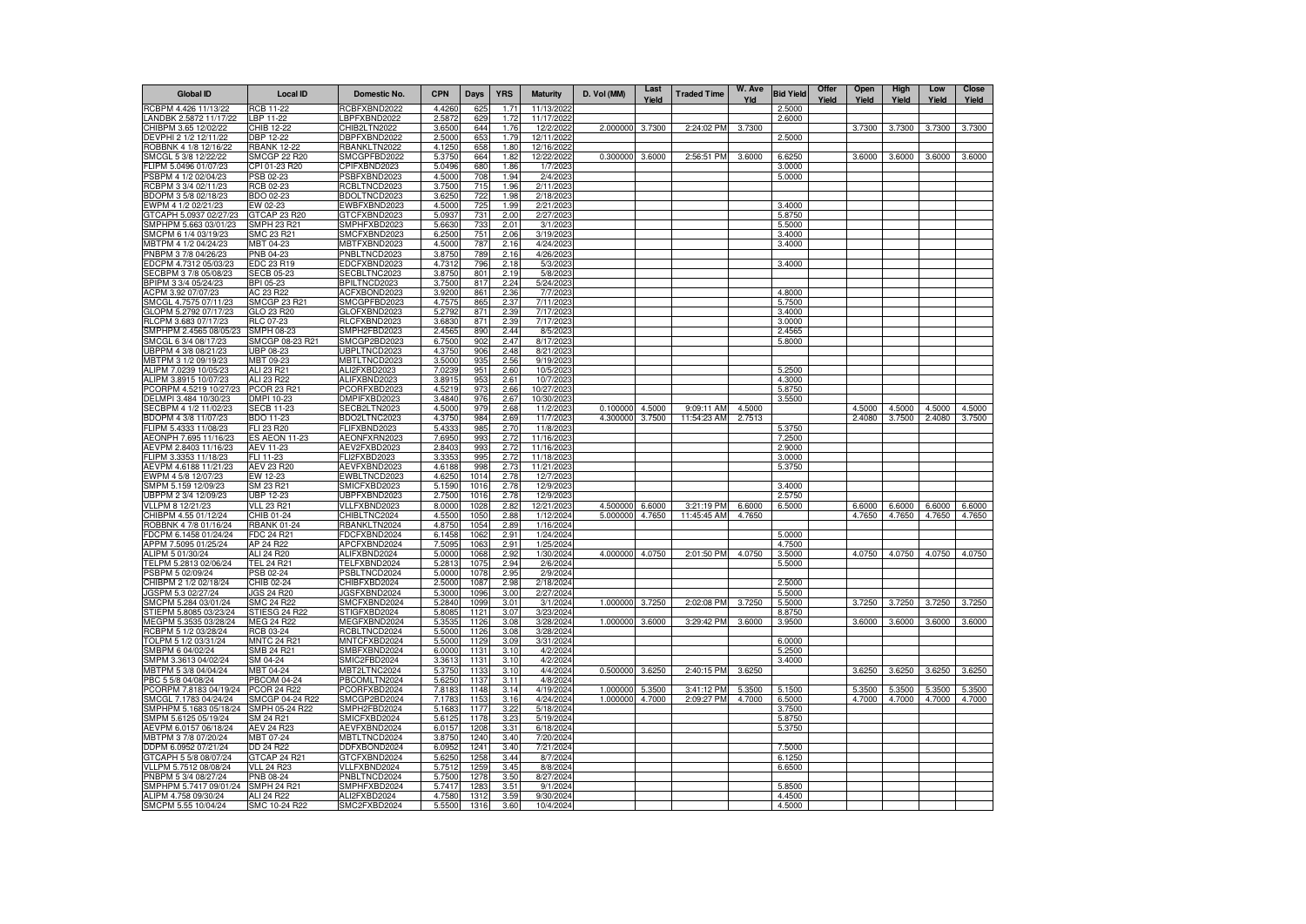| Global ID | Local ID | Domestic No. | CPN | Days | YRS | Maturity | D. Vol (MM) | Last Yield | Traded Time | W. Ave Yld | Bid Yield | Offer Yield | Open Yield | High Yield | Low Yield | Close Yield |
|---|---|---|---|---|---|---|---|---|---|---|---|---|---|---|---|---|
| RCBPM 4.426 11/13/22 | RCB 11-22 | RCBFXBND2022 | 4.4260 | 625 | 1.71 | 11/13/2022 | | | | | 2.5000 | | | | | |
| LANDBK 2.5872 11/17/22 | LBP 11-22 | LBPFXBND2022 | 2.5872 | 629 | 1.72 | 11/17/2022 | | | | | 2.6000 | | | | | |
| CHIBPM 3.65 12/02/22 | CHIB 12-22 | CHIB2LTN2022 | 3.6500 | 644 | 1.76 | 12/2/2022 | 2.000000 | 3.7300 | 2:24:02 PM | 3.7300 | | | 3.7300 | 3.7300 | 3.7300 | 3.7300 |
| DEVPHI 2 1/2 12/11/22 | DBP 12-22 | DBPFXBND2022 | 2.5000 | 653 | 1.79 | 12/11/2022 | | | | | 2.5000 | | | | | |
| ROBBNK 4 1/8 12/16/22 | RBANK 12-22 | RBANKLTN2022 | 4.1250 | 658 | 1.80 | 12/16/2022 | | | | | | | | | | |
| SMCGL 5 3/8 12/22/22 | SMCGP 22 R20 | SMCGPFBD2022 | 5.3750 | 664 | 1.82 | 12/22/2022 | 0.300000 | 3.6000 | 2:56:51 PM | 3.6000 | 6.6250 | | 3.6000 | 3.6000 | 3.6000 | 3.6000 |
| FLIPM 5.0496 01/07/23 | CPI 01-23 R20 | CPIFXBND2023 | 5.0496 | 680 | 1.86 | 1/7/2023 | | | | | 3.0000 | | | | | |
| PSBPM 4 1/2 02/04/23 | PSB 02-23 | PSBFXBND2023 | 4.5000 | 708 | 1.94 | 2/4/2023 | | | | | 5.0000 | | | | | |
| RCBPM 3 3/4 02/11/23 | RCB 02-23 | RCBLTNCD2023 | 3.7500 | 715 | 1.96 | 2/11/2023 | | | | | | | | | | |
| BDOPM 3 5/8 02/18/23 | BDO 02-23 | BDOLTNCD2023 | 3.6250 | 722 | 1.98 | 2/18/2023 | | | | | | | | | | |
| EWPM 4 1/2 02/21/23 | EW 02-23 | EWBFXBND2023 | 4.5000 | 725 | 1.99 | 2/21/2023 | | | | | 3.4000 | | | | | |
| GTCAPH 5.0937 02/27/23 | GTCAP 23 R20 | GTCFXBND2023 | 5.0937 | 731 | 2.00 | 2/27/2023 | | | | | 5.8750 | | | | | |
| SMPHPM 5.663 03/01/23 | SMPH 23 R21 | SMPHFXBD2023 | 5.6630 | 733 | 2.01 | 3/1/2023 | | | | | 5.5000 | | | | | |
| SMCPM 6 1/4 03/19/23 | SMC 23 R21 | SMCFXBND2023 | 6.2500 | 751 | 2.06 | 3/19/2023 | | | | | 3.4000 | | | | | |
| MBTPM 4 1/2 04/24/23 | MBT 04-23 | MBTFXBND2023 | 4.5000 | 787 | 2.16 | 4/24/2023 | | | | | 3.4000 | | | | | |
| PNBPM 3 7/8 04/26/23 | PNB 04-23 | PNBLTNCD2023 | 3.8750 | 789 | 2.16 | 4/26/2023 | | | | | | | | | | |
| EDCPM 4.7312 05/03/23 | EDC 23 R19 | EDCFXBND2023 | 4.7312 | 796 | 2.18 | 5/3/2023 | | | | | 3.4000 | | | | | |
| SECBPM 3 7/8 05/08/23 | SECB 05-23 | SECBLTNC2023 | 3.8750 | 801 | 2.19 | 5/8/2023 | | | | | | | | | | |
| BPIPM 3 3/4 05/24/23 | BPI 05-23 | BPILTNCD2023 | 3.7500 | 817 | 2.24 | 5/24/2023 | | | | | | | | | | |
| ACPM 3.92 07/07/23 | AC 23 R22 | ACFXBOND2023 | 3.9200 | 861 | 2.36 | 7/7/2023 | | | | | 4.8000 | | | | | |
| SMCGL 4.7575 07/11/23 | SMCGP 23 R21 | SMCGPFBD2023 | 4.7575 | 865 | 2.37 | 7/11/2023 | | | | | 5.7500 | | | | | |
| GLOPM 5.2792 07/17/23 | GLO 23 R20 | GLOFXBND2023 | 5.2792 | 871 | 2.39 | 7/17/2023 | | | | | 3.4000 | | | | | |
| RLCPM 3.683 07/17/23 | RLC 07-23 | RLCFXBND2023 | 3.6830 | 871 | 2.39 | 7/17/2023 | | | | | 3.0000 | | | | | |
| SMPHPM 2.4565 08/05/23 | SMPH 08-23 | SMPH2FBD2023 | 2.4565 | 890 | 2.44 | 8/5/2023 | | | | | 2.4565 | | | | | |
| SMCGL 6 3/4 08/17/23 | SMCGP 08-23 R21 | SMCGP2BD2023 | 6.7500 | 902 | 2.47 | 8/17/2023 | | | | | 5.8000 | | | | | |
| UBPPM 4 3/8 08/21/23 | UBP 08-23 | UBPLTNCD2023 | 4.3750 | 906 | 2.48 | 8/21/2023 | | | | | | | | | | |
| MBTPM 3 1/2 09/19/23 | MBT 09-23 | MBTLTNCD2023 | 3.5000 | 935 | 2.56 | 9/19/2023 | | | | | | | | | | |
| ALIPM 7.0239 10/05/23 | ALI 23 R21 | ALI2FXBD2023 | 7.0239 | 951 | 2.60 | 10/5/2023 | | | | | 5.2500 | | | | | |
| ALIPM 3.8915 10/07/23 | ALI 23 R22 | ALIFXBND2023 | 3.8915 | 953 | 2.61 | 10/7/2023 | | | | | 4.3000 | | | | | |
| PCORPM 4.5219 10/27/23 | PCOR 23 R21 | PCORFXBD2023 | 4.5219 | 973 | 2.66 | 10/27/2023 | | | | | 5.8750 | | | | | |
| DELMPI 3.484 10/30/23 | DMPI 10-23 | DMPIFXBD2023 | 3.4840 | 976 | 2.67 | 10/30/2023 | | | | | 3.5500 | | | | | |
| SECBPM 4 1/2 11/02/23 | SECB 11-23 | SECB2LTN2023 | 4.5000 | 979 | 2.68 | 11/2/2023 | 0.100000 | 4.5000 | 9:09:11 AM | 4.5000 | | | 4.5000 | 4.5000 | 4.5000 | 4.5000 |
| BDOPM 4 3/8 11/07/23 | BDO 11-23 | BDO2LTNC2023 | 4.3750 | 984 | 2.69 | 11/7/2023 | 4.300000 | 3.7500 | 11:54:23 AM | 2.7513 | | | 2.4080 | 3.7500 | 2.4080 | 3.7500 |
| FLIPM 5.4333 11/08/23 | FLI 23 R20 | FLIFXBND2023 | 5.4333 | 985 | 2.70 | 11/8/2023 | | | | | 5.3750 | | | | | |
| AEONPH 7.695 11/16/23 | ES AEON 11-23 | AEONFXRN2023 | 7.6950 | 993 | 2.72 | 11/16/2023 | | | | | 7.2500 | | | | | |
| AEVPM 2.8403 11/16/23 | AEV 11-23 | AEV2FXBD2023 | 2.8403 | 993 | 2.72 | 11/16/2023 | | | | | 2.9000 | | | | | |
| FLIPM 3.3353 11/18/23 | FLI 11-23 | FLI2FXBD2023 | 3.3353 | 995 | 2.72 | 11/18/2023 | | | | | 3.0000 | | | | | |
| AEVPM 4.6188 11/21/23 | AEV 23 R20 | AEVFXBND2023 | 4.6188 | 998 | 2.73 | 11/21/2023 | | | | | 5.3750 | | | | | |
| EWPM 4 5/8 12/07/23 | EW 12-23 | EWBLTNCD2023 | 4.6250 | 1014 | 2.78 | 12/7/2023 | | | | | | | | | | |
| SMPM 5.159 12/09/23 | SM 23 R21 | SMICFXBD2023 | 5.1590 | 1016 | 2.78 | 12/9/2023 | | | | | 3.4000 | | | | | |
| UBPPM 2 3/4 12/09/23 | UBP 12-23 | UBPFXBND2023 | 2.7500 | 1016 | 2.78 | 12/9/2023 | | | | | 2.5750 | | | | | |
| VLLPM 8 12/21/23 | VLL 23 R21 | VLLFXBND2023 | 8.0000 | 1028 | 2.82 | 12/21/2023 | 4.500000 | 6.6000 | 3:21:19 PM | 6.6000 | 6.5000 | | 6.6000 | 6.6000 | 6.6000 | 6.6000 |
| CHIBPM 4.55 01/12/24 | CHIB 01-24 | CHIBLTNC2024 | 4.5500 | 1050 | 2.88 | 1/12/2024 | 5.000000 | 4.7650 | 11:45:45 AM | 4.7650 | | | 4.7650 | 4.7650 | 4.7650 | 4.7650 |
| ROBBNK 4 7/8 01/16/24 | RBANK 01-24 | RBANKLTN2024 | 4.8750 | 1054 | 2.89 | 1/16/2024 | | | | | | | | | | |
| FDCPM 6.1458 01/24/24 | FDC 24 R21 | FDCFXBND2024 | 6.1458 | 1062 | 2.91 | 1/24/2024 | | | | | 5.0000 | | | | | |
| APPM 7.5095 01/25/24 | AP 24 R22 | APCFXBND2024 | 7.5095 | 1063 | 2.91 | 1/25/2024 | | | | | 4.7500 | | | | | |
| ALIPM 5 01/30/24 | ALI 24 R20 | ALIFXBND2024 | 5.0000 | 1068 | 2.92 | 1/30/2024 | 4.000000 | 4.0750 | 2:01:50 PM | 4.0750 | 3.5000 | | 4.0750 | 4.0750 | 4.0750 | 4.0750 |
| TELPM 5.2813 02/06/24 | TEL 24 R21 | TELFXBND2024 | 5.2813 | 1075 | 2.94 | 2/6/2024 | | | | | 5.5000 | | | | | |
| PSBPM 5 02/09/24 | PSB 02-24 | PSBLTNCD2024 | 5.0000 | 1078 | 2.95 | 2/9/2024 | | | | | | | | | | |
| CHIBPM 2 1/2 02/18/24 | CHIB 02-24 | CHIBFXBD2024 | 2.5000 | 1087 | 2.98 | 2/18/2024 | | | | | 2.5000 | | | | | |
| JGSPM 5.3 02/27/24 | JGS 24 R20 | JGSFXBND2024 | 5.3000 | 1096 | 3.00 | 2/27/2024 | | | | | 5.5000 | | | | | |
| SMCPM 5.284 03/01/24 | SMC 24 R22 | SMCFXBND2024 | 5.2840 | 1099 | 3.01 | 3/1/2024 | 1.000000 | 3.7250 | 2:02:08 PM | 3.7250 | 5.5000 | | 3.7250 | 3.7250 | 3.7250 | 3.7250 |
| STIEPM 5.8085 03/23/24 | STIESG 24 R22 | STIGFXBD2024 | 5.8085 | 1121 | 3.07 | 3/23/2024 | | | | | 8.8750 | | | | | |
| MEGPM 5.3535 03/28/24 | MEG 24 R22 | MEGFXBND2024 | 5.3535 | 1126 | 3.08 | 3/28/2024 | 1.000000 | 3.6000 | 3:29:42 PM | 3.6000 | 3.9500 | | 3.6000 | 3.6000 | 3.6000 | 3.6000 |
| RCBPM 5 1/2 03/28/24 | RCB 03-24 | RCBLTNCD2024 | 5.5000 | 1126 | 3.08 | 3/28/2024 | | | | | | | | | | |
| TOLPM 5 1/2 03/31/24 | MNTC 24 R21 | MNTCFXBD2024 | 5.5000 | 1129 | 3.09 | 3/31/2024 | | | | | 6.0000 | | | | | |
| SMBPM 6 04/02/24 | SMB 24 R21 | SMBFXBND2024 | 6.0000 | 1131 | 3.10 | 4/2/2024 | | | | | 5.2500 | | | | | |
| SMPM 3.3613 04/02/24 | SM 04-24 | SMIC2FBD2024 | 3.3613 | 1131 | 3.10 | 4/2/2024 | | | | | 3.4000 | | | | | |
| MBTPM 5 3/8 04/04/24 | MBT 04-24 | MBT2LTNC2024 | 5.3750 | 1133 | 3.10 | 4/4/2024 | 0.500000 | 3.6250 | 2:40:15 PM | 3.6250 | | | 3.6250 | 3.6250 | 3.6250 | 3.6250 |
| PBC 5 5/8 04/08/24 | PBCOM 04-24 | PBCOMLTN2024 | 5.6250 | 1137 | 3.11 | 4/8/2024 | | | | | | | | | | |
| PCORPM 7.8183 04/19/24 | PCOR 24 R22 | PCORFXBD2024 | 7.8183 | 1148 | 3.14 | 4/19/2024 | 1.000000 | 5.3500 | 3:41:12 PM | 5.3500 | 5.1500 | | 5.3500 | 5.3500 | 5.3500 | 5.3500 |
| SMCGL 7.1783 04/24/24 | SMCGP 04-24 R22 | SMCGP2BD2024 | 7.1783 | 1153 | 3.16 | 4/24/2024 | 1.000000 | 4.7000 | 2:09:27 PM | 4.7000 | 6.5000 | | 4.7000 | 4.7000 | 4.7000 | 4.7000 |
| SMPHPM 5.1683 05/18/24 | SMPH 05-24 R22 | SMPH2FBD2024 | 5.1683 | 1177 | 3.22 | 5/18/2024 | | | | | 3.7500 | | | | | |
| SMPM 5.6125 05/19/24 | SM 24 R21 | SMICFXBD2024 | 5.6125 | 1178 | 3.23 | 5/19/2024 | | | | | 5.8750 | | | | | |
| AEVPM 6.0157 06/18/24 | AEV 24 R23 | AEVFXBND2024 | 6.0157 | 1208 | 3.31 | 6/18/2024 | | | | | 5.3750 | | | | | |
| MBTPM 3 7/8 07/20/24 | MBT 07-24 | MBTLTNCD2024 | 3.8750 | 1240 | 3.40 | 7/20/2024 | | | | | | | | | | |
| DDPM 6.0952 07/21/24 | DD 24 R22 | DDFXBOND2024 | 6.0952 | 1241 | 3.40 | 7/21/2024 | | | | | 7.5000 | | | | | |
| GTCAPH 5 5/8 08/07/24 | GTCAP 24 R21 | GTCFXBND2024 | 5.6250 | 1258 | 3.44 | 8/7/2024 | | | | | 6.1250 | | | | | |
| VLLPM 5.7512 08/08/24 | VLL 24 R23 | VLLFXBND2024 | 5.7512 | 1259 | 3.45 | 8/8/2024 | | | | | 6.6500 | | | | | |
| PNBPM 5 3/4 08/27/24 | PNB 08-24 | PNBLTNCD2024 | 5.7500 | 1278 | 3.50 | 8/27/2024 | | | | | | | | | | |
| SMPHPM 5.7417 09/01/24 | SMPH 24 R21 | SMPHFXBD2024 | 5.7417 | 1283 | 3.51 | 9/1/2024 | | | | | 5.8500 | | | | | |
| ALIPM 4.758 09/30/24 | ALI 24 R22 | ALI2FXBD2024 | 4.7580 | 1312 | 3.59 | 9/30/2024 | | | | | 4.4500 | | | | | |
| SMCPM 5.55 10/04/24 | SMC 10-24 R22 | SMC2FXBD2024 | 5.5500 | 1316 | 3.60 | 10/4/2024 | | | | | 4.5000 | | | | | |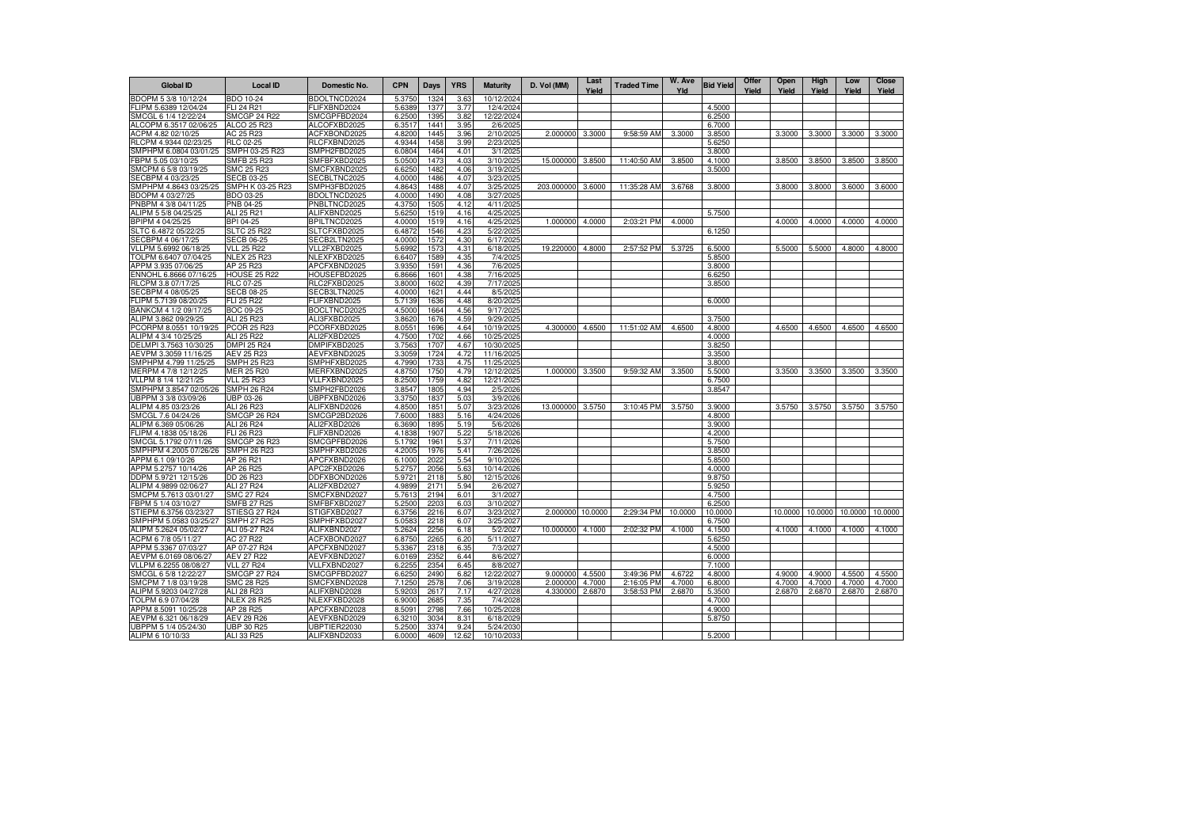| Global ID | Local ID | Domestic No. | CPN | Days | YRS | Maturity | D. Vol (MM) | Last Yield | Traded Time | W. Ave Yld | Bid Yield | Offer Yield | Open Yield | High Yield | Low Yield | Close Yield |
|---|---|---|---|---|---|---|---|---|---|---|---|---|---|---|---|---|
| BDOPM 5 3/8 10/12/24 | BDO 10-24 | BDOLTNCD2024 | 5.3750 | 1324 | 3.63 | 10/12/2024 | | | | | | | | | | |
| FLIPM 5.6389 12/04/24 | FLI 24 R21 | FLIFXBND2024 | 5.6389 | 1377 | 3.77 | 12/4/2024 | | | | | 4.5000 | | | | | |
| SMCGL 6 1/4 12/22/24 | SMCGP 24 R22 | SMCGPFBD2024 | 6.2500 | 1395 | 3.82 | 12/22/2024 | | | | | 6.2500 | | | | | |
| ALCOPM 6.3517 02/06/25 | ALCO 25 R23 | ALCOFXBD2025 | 6.3517 | 1441 | 3.95 | 2/6/2025 | | | | | 6.7000 | | | | | |
| ACPM 4.82 02/10/25 | AC 25 R23 | ACFXBOND2025 | 4.8200 | 1445 | 3.96 | 2/10/2025 | 2.000000 | 3.3000 | 9:58:59 AM | 3.3000 | 3.8500 | | 3.3000 | 3.3000 | 3.3000 | 3.3000 |
| RLCPM 4.9344 02/23/25 | RLC 02-25 | RLCFXBND2025 | 4.9344 | 1458 | 3.99 | 2/23/2025 | | | | | 5.6250 | | | | | |
| SMPHPM 6.0804 03/01/25 | SMPH 03-25 R23 | SMPH2FBD2025 | 6.0804 | 1464 | 4.01 | 3/1/2025 | | | | | 3.8000 | | | | | |
| FBPM 5.05 03/10/25 | SMFB 25 R23 | SMFBFXBD2025 | 5.0500 | 1473 | 4.03 | 3/10/2025 | 15.000000 | 3.8500 | 11:40:50 AM | 3.8500 | 4.1000 | | 3.8500 | 3.8500 | 3.8500 | 3.8500 |
| SMCPM 6 5/8 03/19/25 | SMC 25 R23 | SMCFXBND2025 | 6.6250 | 1482 | 4.06 | 3/19/2025 | | | | | 3.5000 | | | | | |
| SECBPM 4 03/23/25 | SECB 03-25 | SECBLTNC2025 | 4.0000 | 1486 | 4.07 | 3/23/2025 | | | | | | | | | | |
| SMPHPM 4.8643 03/25/25 | SMPH K 03-25 R23 | SMPH3FBD2025 | 4.8643 | 1488 | 4.07 | 3/25/2025 | 203.000000 | 3.6000 | 11:35:28 AM | 3.6768 | 3.8000 | | 3.8000 | 3.8000 | 3.6000 | 3.6000 |
| BDOPM 4 03/27/25 | BDO 03-25 | BDOLTNCD2025 | 4.0000 | 1490 | 4.08 | 3/27/2025 | | | | | | | | | | |
| PNBPM 4 3/8 04/11/25 | PNB 04-25 | PNBLTNCD2025 | 4.3750 | 1505 | 4.12 | 4/11/2025 | | | | | | | | | | |
| ALIPM 5 5/8 04/25/25 | ALI 25 R21 | ALIFXBND2025 | 5.6250 | 1519 | 4.16 | 4/25/2025 | | | | | 5.7500 | | | | | |
| BPIPM 4 04/25/25 | BPI 04-25 | BPILTNCD2025 | 4.0000 | 1519 | 4.16 | 4/25/2025 | 1.000000 | 4.0000 | 2:03:21 PM | 4.0000 | | | 4.0000 | 4.0000 | 4.0000 | 4.0000 |
| SLTC 6.4872 05/22/25 | SLTC 25 R22 | SLTCFXBD2025 | 6.4872 | 1546 | 4.23 | 5/22/2025 | | | | | 6.1250 | | | | | |
| SECBPM 4 06/17/25 | SECB 06-25 | SECB2LTN2025 | 4.0000 | 1572 | 4.30 | 6/17/2025 | | | | | | | | | | |
| VLLPM 5.6992 06/18/25 | VLL 25 R22 | VLL2FXBD2025 | 5.6992 | 1573 | 4.31 | 6/18/2025 | 19.220000 | 4.8000 | 2:57:52 PM | 5.3725 | 6.5000 | | 5.5000 | 5.5000 | 4.8000 | 4.8000 |
| TOLPM 6.6407 07/04/25 | NLEX 25 R23 | NLEXFXBD2025 | 6.6407 | 1589 | 4.35 | 7/4/2025 | | | | | 5.8500 | | | | | |
| APPM 3.935 07/06/25 | AP 25 R23 | APCFXBND2025 | 3.9350 | 1591 | 4.36 | 7/6/2025 | | | | | 3.8000 | | | | | |
| ENNOHL 6.8666 07/16/25 | HOUSE 25 R22 | HOUSEFBD2025 | 6.8666 | 1601 | 4.38 | 7/16/2025 | | | | | 6.6250 | | | | | |
| RLCPM 3.8 07/17/25 | RLC 07-25 | RLC2FXBD2025 | 3.8000 | 1602 | 4.39 | 7/17/2025 | | | | | 3.8500 | | | | | |
| SECBPM 4 08/05/25 | SECB 08-25 | SECB3LTN2025 | 4.0000 | 1621 | 4.44 | 8/5/2025 | | | | | | | | | | |
| FLIPM 5.7139 08/20/25 | FLI 25 R22 | FLIFXBND2025 | 5.7139 | 1636 | 4.48 | 8/20/2025 | | | | | 6.0000 | | | | | |
| BANKCM 4 1/2 09/17/25 | BOC 09-25 | BOCLTNCD2025 | 4.5000 | 1664 | 4.56 | 9/17/2025 | | | | | | | | | | |
| ALIPM 3.862 09/29/25 | ALI 25 R23 | ALI3FXBD2025 | 3.8620 | 1676 | 4.59 | 9/29/2025 | | | | | 3.7500 | | | | | |
| PCORPM 8.0551 10/19/25 | PCOR 25 R23 | PCORFXBD2025 | 8.0551 | 1696 | 4.64 | 10/19/2025 | 4.300000 | 4.6500 | 11:51:02 AM | 4.6500 | 4.8000 | | 4.6500 | 4.6500 | 4.6500 | 4.6500 |
| ALIPM 4 3/4 10/25/25 | ALI 25 R22 | ALI2FXBD2025 | 4.7500 | 1702 | 4.66 | 10/25/2025 | | | | | 4.0000 | | | | | |
| DELMPI 3.7563 10/30/25 | DMPI 25 R24 | DMPIFXBD2025 | 3.7563 | 1707 | 4.67 | 10/30/2025 | | | | | 3.8250 | | | | | |
| AEVPM 3.3059 11/16/25 | AEV 25 R23 | AEVFXBND2025 | 3.3059 | 1724 | 4.72 | 11/16/2025 | | | | | 3.3500 | | | | | |
| SMPHPM 4.799 11/25/25 | SMPH 25 R23 | SMPHFXBD2025 | 4.7990 | 1733 | 4.75 | 11/25/2025 | | | | | 3.8000 | | | | | |
| MERPM 4 7/8 12/12/25 | MER 25 R20 | MERFXBND2025 | 4.8750 | 1750 | 4.79 | 12/12/2025 | 1.000000 | 3.3500 | 9:59:32 AM | 3.3500 | 5.5000 | | 3.3500 | 3.3500 | 3.3500 | 3.3500 |
| VLLPM 8 1/4 12/21/25 | VLL 25 R23 | VLLFXBND2025 | 8.2500 | 1759 | 4.82 | 12/21/2025 | | | | | 6.7500 | | | | | |
| SMPHPM 3.8547 02/05/26 | SMPH 26 R24 | SMPH2FBD2026 | 3.8547 | 1805 | 4.94 | 2/5/2026 | | | | | 3.8547 | | | | | |
| UBPPM 3 3/8 03/09/26 | UBP 03-26 | UBPFXBND2026 | 3.3750 | 1837 | 5.03 | 3/9/2026 | | | | | | | | | | |
| ALIPM 4.85 03/23/26 | ALI 26 R23 | ALIFXBND2026 | 4.8500 | 1851 | 5.07 | 3/23/2026 | 13.000000 | 3.5750 | 3:10:45 PM | 3.5750 | 3.9000 | | 3.5750 | 3.5750 | 3.5750 | 3.5750 |
| SMCGL 7.6 04/24/26 | SMCGP 26 R24 | SMCGP2BD2026 | 7.6000 | 1883 | 5.16 | 4/24/2026 | | | | | 4.8000 | | | | | |
| ALIPM 6.369 05/06/26 | ALI 26 R24 | ALI2FXBD2026 | 6.3690 | 1895 | 5.19 | 5/6/2026 | | | | | 3.9000 | | | | | |
| FLIPM 4.1838 05/18/26 | FLI 26 R23 | FLIFXBND2026 | 4.1838 | 1907 | 5.22 | 5/18/2026 | | | | | 4.2000 | | | | | |
| SMCGL 5.1792 07/11/26 | SMCGP 26 R23 | SMCGPFBD2026 | 5.1792 | 1961 | 5.37 | 7/11/2026 | | | | | 5.7500 | | | | | |
| SMPHPM 4.2005 07/26/26 | SMPH 26 R23 | SMPHFXBD2026 | 4.2005 | 1976 | 5.41 | 7/26/2026 | | | | | 3.8500 | | | | | |
| APPM 6.1 09/10/26 | AP 26 R21 | APCFXBND2026 | 6.1000 | 2022 | 5.54 | 9/10/2026 | | | | | 5.8500 | | | | | |
| APPM 5.2757 10/14/26 | AP 26 R25 | APC2FXBD2026 | 5.2757 | 2056 | 5.63 | 10/14/2026 | | | | | 4.0000 | | | | | |
| DDPM 5.9721 12/15/26 | DD 26 R23 | DDFXBOND2026 | 5.9721 | 2118 | 5.80 | 12/15/2026 | | | | | 9.8750 | | | | | |
| ALIPM 4.9899 02/06/27 | ALI 27 R24 | ALI2FXBD2027 | 4.9899 | 2171 | 5.94 | 2/6/2027 | | | | | 5.9250 | | | | | |
| SMCPM 5.7613 03/01/27 | SMC 27 R24 | SMCFXBND2027 | 5.7613 | 2194 | 6.01 | 3/1/2027 | | | | | 4.7500 | | | | | |
| FBPM 5 1/4 03/10/27 | SMFB 27 R25 | SMFBFXBD2027 | 5.2500 | 2203 | 6.03 | 3/10/2027 | | | | | 6.2500 | | | | | |
| STIEPM 6.3756 03/23/27 | STIESG 27 R24 | STIGFXBD2027 | 6.3756 | 2216 | 6.07 | 3/23/2027 | 2.000000 | 10.0000 | 2:29:34 PM | 10.0000 | 10.0000 | | 10.0000 | 10.0000 | 10.0000 | 10.0000 |
| SMPHPM 5.0583 03/25/27 | SMPH 27 R25 | SMPHFXBD2027 | 5.0583 | 2218 | 6.07 | 3/25/2027 | | | | | 6.7500 | | | | | |
| ALIPM 5.2624 05/02/27 | ALI 05-27 R24 | ALIFXBND2027 | 5.2624 | 2256 | 6.18 | 5/2/2027 | 10.000000 | 4.1000 | 2:02:32 PM | 4.1000 | 4.1500 | | 4.1000 | 4.1000 | 4.1000 | 4.1000 |
| ACPM 6 7/8 05/11/27 | AC 27 R22 | ACFXBOND2027 | 6.8750 | 2265 | 6.20 | 5/11/2027 | | | | | 5.6250 | | | | | |
| APPM 5.3367 07/03/27 | AP 07-27 R24 | APCFXBND2027 | 5.3367 | 2318 | 6.35 | 7/3/2027 | | | | | 4.5000 | | | | | |
| AEVPM 6.0169 08/06/27 | AEV 27 R22 | AEVFXBND2027 | 6.0169 | 2352 | 6.44 | 8/6/2027 | | | | | 6.0000 | | | | | |
| VLLPM 6.2255 08/08/27 | VLL 27 R24 | VLLFXBND2027 | 6.2255 | 2354 | 6.45 | 8/8/2027 | | | | | 7.1000 | | | | | |
| SMCGL 6 5/8 12/22/27 | SMCGP 27 R24 | SMCGPFBD2027 | 6.6250 | 2490 | 6.82 | 12/22/2027 | 9.000000 | 4.5500 | 3:49:36 PM | 4.6722 | 4.8000 | | 4.9000 | 4.9000 | 4.5500 | 4.5500 |
| SMCPM 7 1/8 03/19/28 | SMC 28 R25 | SMCFXBND2028 | 7.1250 | 2578 | 7.06 | 3/19/2028 | 2.000000 | 4.7000 | 2:16:05 PM | 4.7000 | 6.8000 | | 4.7000 | 4.7000 | 4.7000 | 4.7000 |
| ALIPM 5.9203 04/27/28 | ALI 28 R23 | ALIFXBND2028 | 5.9203 | 2617 | 7.17 | 4/27/2028 | 4.330000 | 2.6870 | 3:58:53 PM | 2.6870 | 5.3500 | | 2.6870 | 2.6870 | 2.6870 | 2.6870 |
| TOLPM 6.9 07/04/28 | NLEX 28 R25 | NLEXFXBD2028 | 6.9000 | 2685 | 7.35 | 7/4/2028 | | | | | 4.7000 | | | | | |
| APPM 8.5091 10/25/28 | AP 28 R25 | APCFXBND2028 | 8.5091 | 2798 | 7.66 | 10/25/2028 | | | | | 4.9000 | | | | | |
| AEVPM 6.321 06/18/29 | AEV 29 R26 | AEVFXBND2029 | 6.3210 | 3034 | 8.31 | 6/18/2029 | | | | | 5.8750 | | | | | |
| UBPPM 5 1/4 05/24/30 | UBP 30 R25 | UBPTIER22030 | 5.2500 | 3374 | 9.24 | 5/24/2030 | | | | | | | | | | |
| ALIPM 6 10/10/33 | ALI 33 R25 | ALIFXBND2033 | 6.0000 | 4609 | 12.62 | 10/10/2033 | | | | | 5.2000 | | | | | |